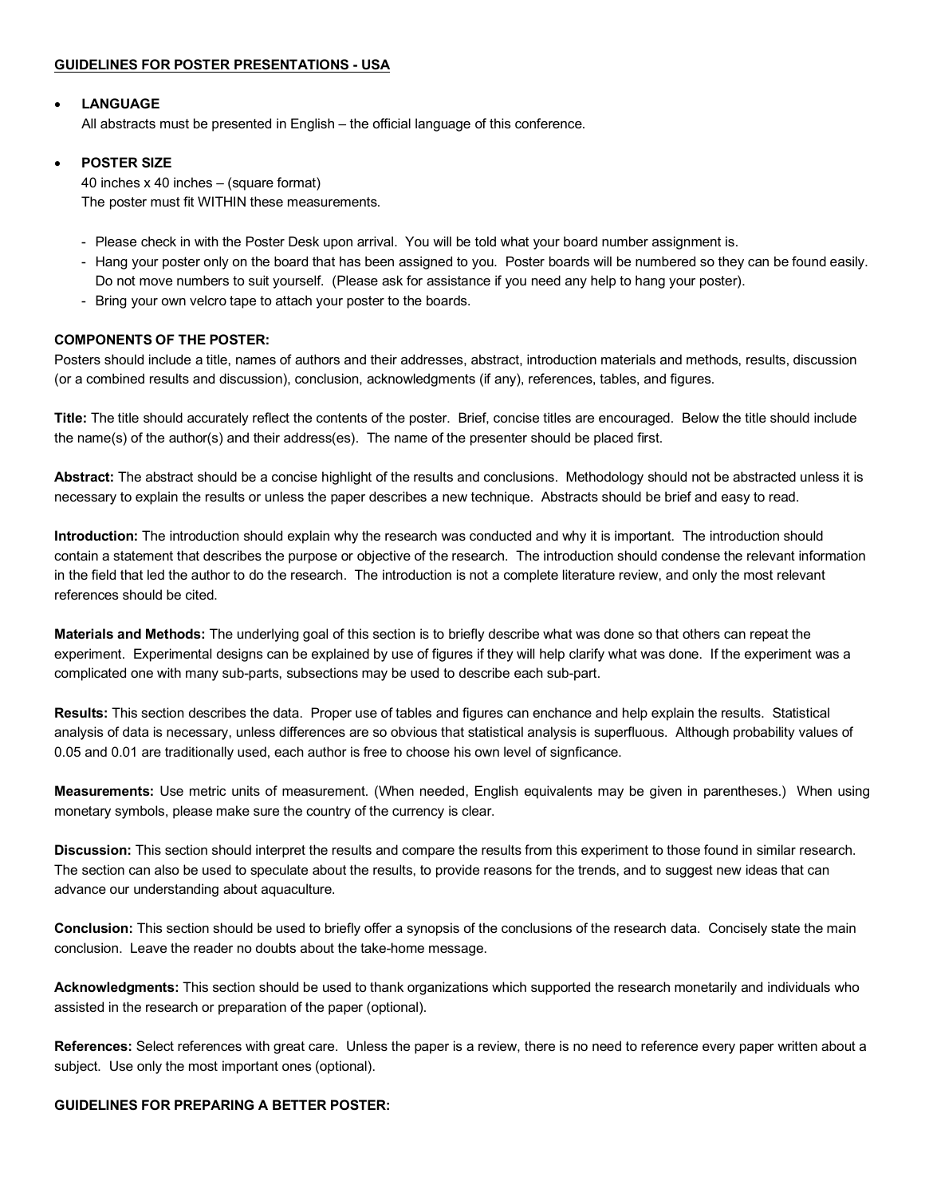## GUIDELINES FOR POSTER PRESENTATIONS - USA

- **LANGUAGE**
  All abstracts must be presented in English – the official language of this conference.

- **POSTER SIZE**
  40 inches x 40 inches – (square format)
  The poster must fit WITHIN these measurements.

  - Please check in with the Poster Desk upon arrival. You will be told what your board number assignment is.
  - Hang your poster only on the board that has been assigned to you. Poster boards will be numbered so they can be found easily. Do not move numbers to suit yourself. (Please ask for assistance if you need any help to hang your poster).
  - Bring your own velcro tape to attach your poster to the boards.

### COMPONENTS OF THE POSTER:

Posters should include a title, names of authors and their addresses, abstract, introduction materials and methods, results, discussion (or a combined results and discussion), conclusion, acknowledgments (if any), references, tables, and figures.

**Title:** The title should accurately reflect the contents of the poster. Brief, concise titles are encouraged. Below the title should include the name(s) of the author(s) and their address(es). The name of the presenter should be placed first.

**Abstract:** The abstract should be a concise highlight of the results and conclusions. Methodology should not be abstracted unless it is necessary to explain the results or unless the paper describes a new technique. Abstracts should be brief and easy to read.

**Introduction:** The introduction should explain why the research was conducted and why it is important. The introduction should contain a statement that describes the purpose or objective of the research. The introduction should condense the relevant information in the field that led the author to do the research. The introduction is not a complete literature review, and only the most relevant references should be cited.

**Materials and Methods:** The underlying goal of this section is to briefly describe what was done so that others can repeat the experiment. Experimental designs can be explained by use of figures if they will help clarify what was done. If the experiment was a complicated one with many sub-parts, subsections may be used to describe each sub-part.

**Results:** This section describes the data. Proper use of tables and figures can enchance and help explain the results. Statistical analysis of data is necessary, unless differences are so obvious that statistical analysis is superfluous. Although probability values of 0.05 and 0.01 are traditionally used, each author is free to choose his own level of signficance.

**Measurements:** Use metric units of measurement. (When needed, English equivalents may be given in parentheses.) When using monetary symbols, please make sure the country of the currency is clear.

**Discussion:** This section should interpret the results and compare the results from this experiment to those found in similar research. The section can also be used to speculate about the results, to provide reasons for the trends, and to suggest new ideas that can advance our understanding about aquaculture.

**Conclusion:** This section should be used to briefly offer a synopsis of the conclusions of the research data. Concisely state the main conclusion. Leave the reader no doubts about the take-home message.

**Acknowledgments:** This section should be used to thank organizations which supported the research monetarily and individuals who assisted in the research or preparation of the paper (optional).

**References:** Select references with great care. Unless the paper is a review, there is no need to reference every paper written about a subject. Use only the most important ones (optional).

### GUIDELINES FOR PREPARING A BETTER POSTER: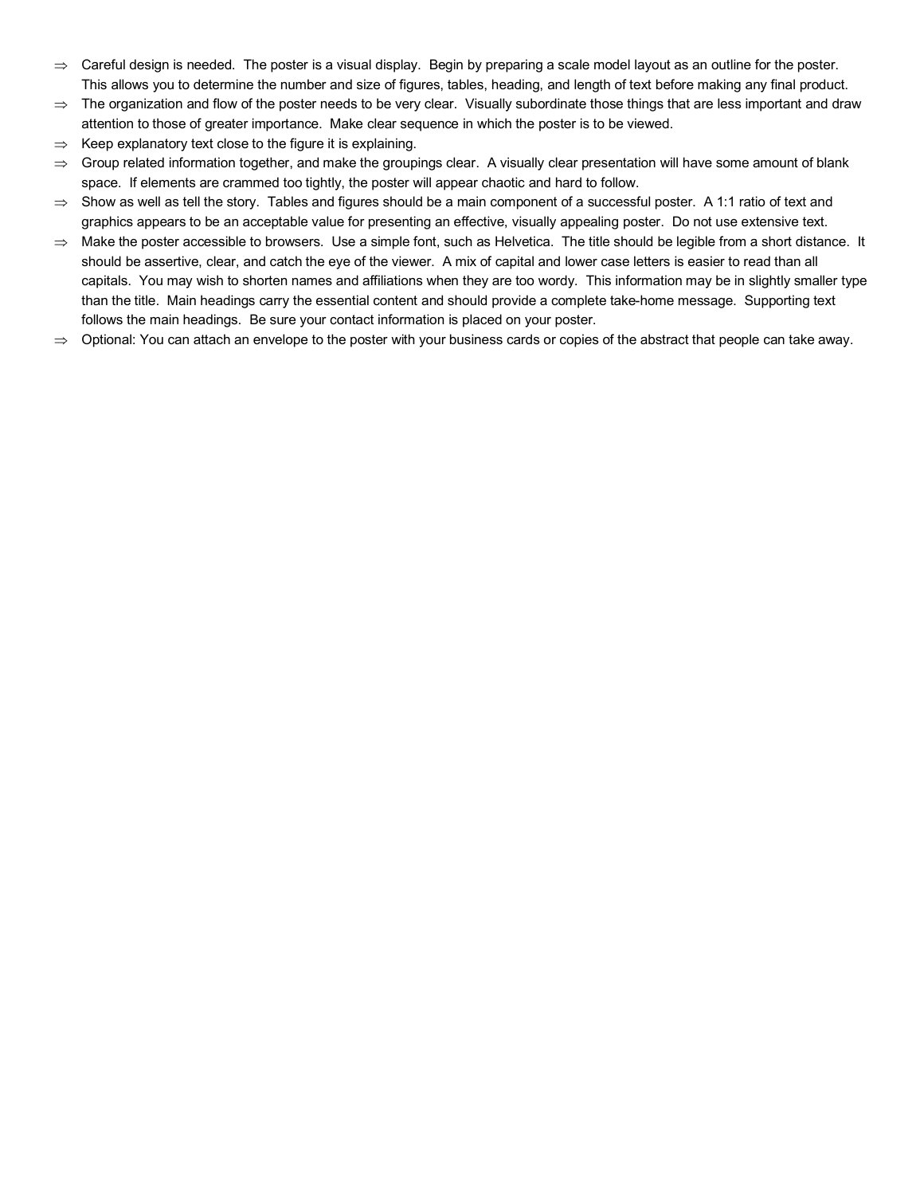- ⇒ Careful design is needed. The poster is a visual display. Begin by preparing a scale model layout as an outline for the poster. This allows you to determine the number and size of figures, tables, heading, and length of text before making any final product.
- ⇒ The organization and flow of the poster needs to be very clear. Visually subordinate those things that are less important and draw attention to those of greater importance. Make clear sequence in which the poster is to be viewed.
- ⇒ Keep explanatory text close to the figure it is explaining.
- ⇒ Group related information together, and make the groupings clear. A visually clear presentation will have some amount of blank space. If elements are crammed too tightly, the poster will appear chaotic and hard to follow.
- ⇒ Show as well as tell the story. Tables and figures should be a main component of a successful poster. A 1:1 ratio of text and graphics appears to be an acceptable value for presenting an effective, visually appealing poster. Do not use extensive text.
- ⇒ Make the poster accessible to browsers. Use a simple font, such as Helvetica. The title should be legible from a short distance. It should be assertive, clear, and catch the eye of the viewer. A mix of capital and lower case letters is easier to read than all capitals. You may wish to shorten names and affiliations when they are too wordy. This information may be in slightly smaller type than the title. Main headings carry the essential content and should provide a complete take-home message. Supporting text follows the main headings. Be sure your contact information is placed on your poster.
- ⇒ Optional: You can attach an envelope to the poster with your business cards or copies of the abstract that people can take away.